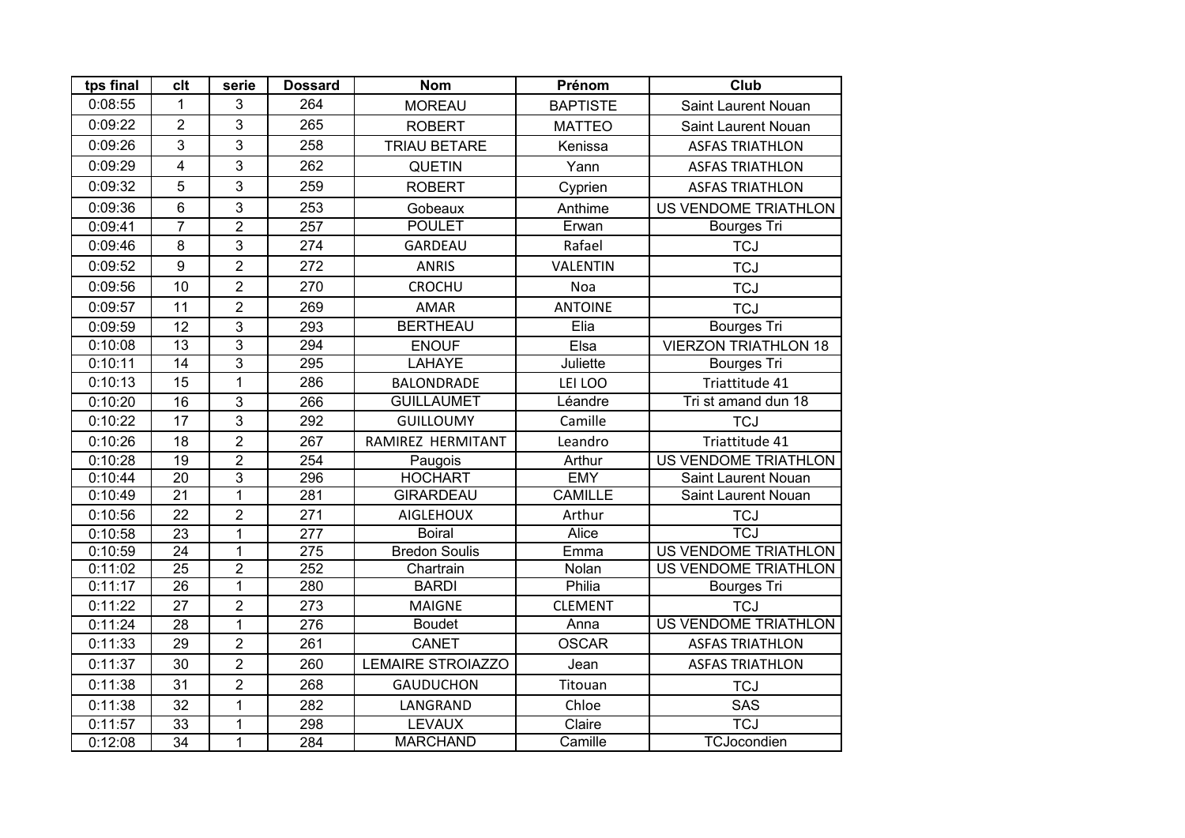| tps final | clt | serie | Dossard | Nom | Prénom | Club |
|---|---|---|---|---|---|---|
| 0:08:55 | 1 | 3 | 264 | MOREAU | BAPTISTE | Saint Laurent Nouan |
| 0:09:22 | 2 | 3 | 265 | ROBERT | MATTEO | Saint Laurent Nouan |
| 0:09:26 | 3 | 3 | 258 | TRIAU BETARE | Kenissa | ASFAS TRIATHLON |
| 0:09:29 | 4 | 3 | 262 | QUETIN | Yann | ASFAS TRIATHLON |
| 0:09:32 | 5 | 3 | 259 | ROBERT | Cyprien | ASFAS TRIATHLON |
| 0:09:36 | 6 | 3 | 253 | Gobeaux | Anthime | US VENDOME TRIATHLON |
| 0:09:41 | 7 | 2 | 257 | POULET | Erwan | Bourges Tri |
| 0:09:46 | 8 | 3 | 274 | GARDEAU | Rafael | TCJ |
| 0:09:52 | 9 | 2 | 272 | ANRIS | VALENTIN | TCJ |
| 0:09:56 | 10 | 2 | 270 | CROCHU | Noa | TCJ |
| 0:09:57 | 11 | 2 | 269 | AMAR | ANTOINE | TCJ |
| 0:09:59 | 12 | 3 | 293 | BERTHEAU | Elia | Bourges Tri |
| 0:10:08 | 13 | 3 | 294 | ENOUF | Elsa | VIERZON TRIATHLON 18 |
| 0:10:11 | 14 | 3 | 295 | LAHAYE | Juliette | Bourges Tri |
| 0:10:13 | 15 | 1 | 286 | BALONDRADE | LEI LOO | Triattitude 41 |
| 0:10:20 | 16 | 3 | 266 | GUILLAUMET | Léandre | Tri st amand dun 18 |
| 0:10:22 | 17 | 3 | 292 | GUILLOUMY | Camille | TCJ |
| 0:10:26 | 18 | 2 | 267 | RAMIREZ HERMITANT | Leandro | Triattitude 41 |
| 0:10:28 | 19 | 2 | 254 | Paugois | Arthur | US VENDOME TRIATHLON |
| 0:10:44 | 20 | 3 | 296 | HOCHART | EMY | Saint Laurent Nouan |
| 0:10:49 | 21 | 1 | 281 | GIRARDEAU | CAMILLE | Saint Laurent Nouan |
| 0:10:56 | 22 | 2 | 271 | AIGLEHOUX | Arthur | TCJ |
| 0:10:58 | 23 | 1 | 277 | Boiral | Alice | TCJ |
| 0:10:59 | 24 | 1 | 275 | Bredon Soulis | Emma | US VENDOME TRIATHLON |
| 0:11:02 | 25 | 2 | 252 | Chartrain | Nolan | US VENDOME TRIATHLON |
| 0:11:17 | 26 | 1 | 280 | BARDI | Philia | Bourges Tri |
| 0:11:22 | 27 | 2 | 273 | MAIGNE | CLEMENT | TCJ |
| 0:11:24 | 28 | 1 | 276 | Boudet | Anna | US VENDOME TRIATHLON |
| 0:11:33 | 29 | 2 | 261 | CANET | OSCAR | ASFAS TRIATHLON |
| 0:11:37 | 30 | 2 | 260 | LEMAIRE STROIAZZO | Jean | ASFAS TRIATHLON |
| 0:11:38 | 31 | 2 | 268 | GAUDUCHON | Titouan | TCJ |
| 0:11:38 | 32 | 1 | 282 | LANGRAND | Chloe | SAS |
| 0:11:57 | 33 | 1 | 298 | LEVAUX | Claire | TCJ |
| 0:12:08 | 34 | 1 | 284 | MARCHAND | Camille | TCJocondien |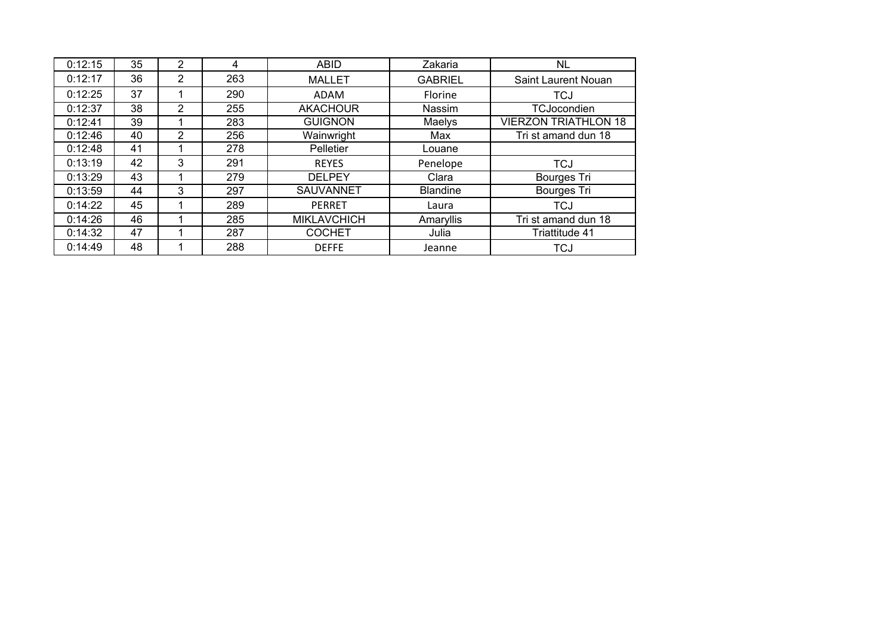| | | | | | | |
|---|---|---|---|---|---|---|
| 0:12:15 | 35 | 2 | 4 | ABID | Zakaria | NL |
| 0:12:17 | 36 | 2 | 263 | MALLET | GABRIEL | Saint Laurent Nouan |
| 0:12:25 | 37 | 1 | 290 | ADAM | Florine | TCJ |
| 0:12:37 | 38 | 2 | 255 | AKACHOUR | Nassim | TCJocondien |
| 0:12:41 | 39 | 1 | 283 | GUIGNON | Maelys | VIERZON TRIATHLON 18 |
| 0:12:46 | 40 | 2 | 256 | Wainwright | Max | Tri st amand dun 18 |
| 0:12:48 | 41 | 1 | 278 | Pelletier | Louane | |
| 0:13:19 | 42 | 3 | 291 | REYES | Penelope | TCJ |
| 0:13:29 | 43 | 1 | 279 | DELPEY | Clara | Bourges Tri |
| 0:13:59 | 44 | 3 | 297 | SAUVANNET | Blandine | Bourges Tri |
| 0:14:22 | 45 | 1 | 289 | PERRET | Laura | TCJ |
| 0:14:26 | 46 | 1 | 285 | MIKLAVCHICH | Amaryllis | Tri st amand dun 18 |
| 0:14:32 | 47 | 1 | 287 | COCHET | Julia | Triattitude 41 |
| 0:14:49 | 48 | 1 | 288 | DEFFE | Jeanne | TCJ |